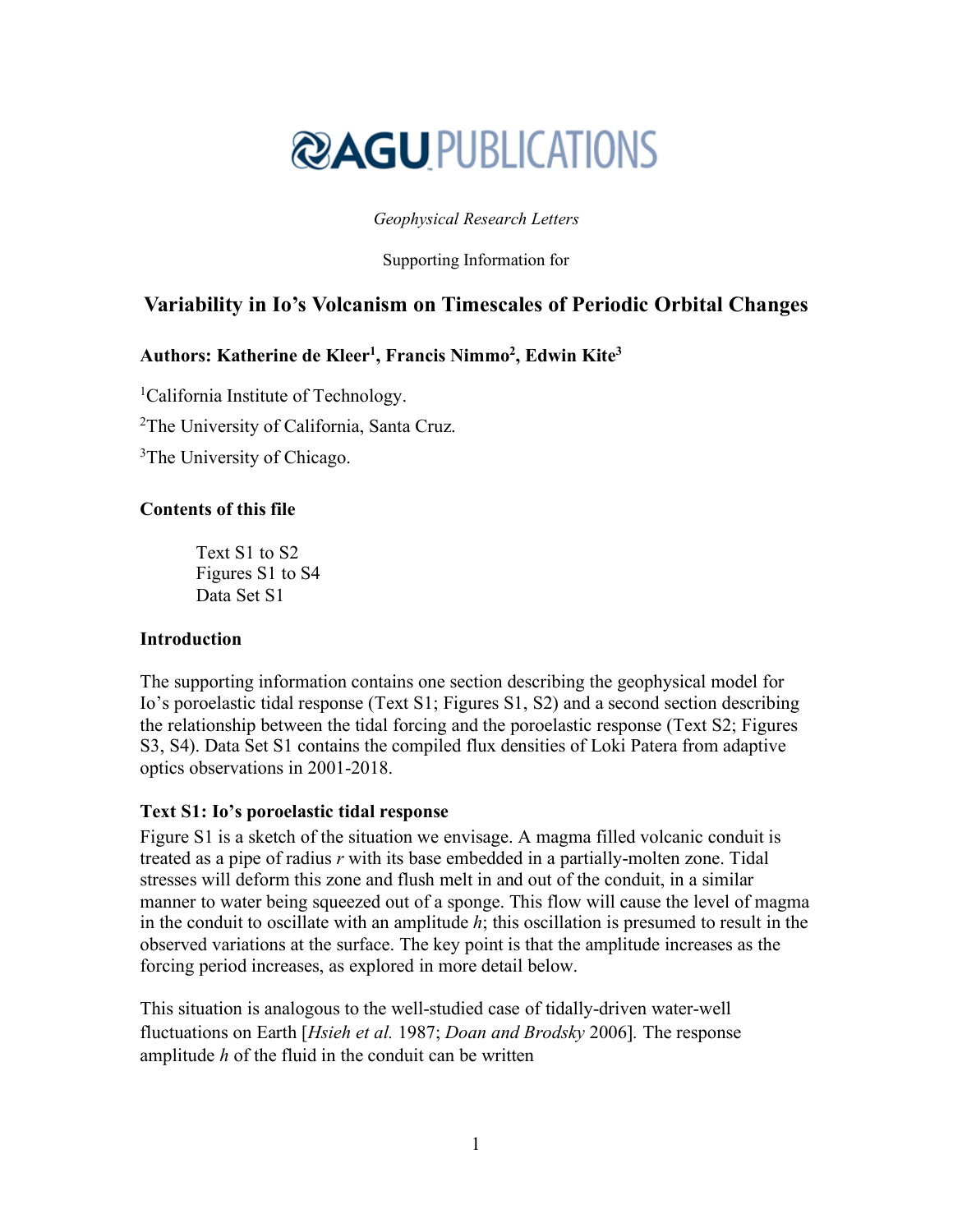AGU PUBLICATIONS

*Geophysical Research Letters*

Supporting Information for

# Variability in Io's Volcanism on Timescales of Periodic Orbital Changes

**Authors: Katherine de Kleer[1], Francis Nimmo[2], Edwin Kite[3]**

[1]California Institute of Technology.

[2]The University of California, Santa Cruz.

[3]The University of Chicago.

**Contents of this file**

Text S1 to S2
Figures S1 to S4
Data Set S1

**Introduction**

The supporting information contains one section describing the geophysical model for Io's poroelastic tidal response (Text S1; Figures S1, S2) and a second section describing the relationship between the tidal forcing and the poroelastic response (Text S2; Figures S3, S4). Data Set S1 contains the compiled flux densities of Loki Patera from adaptive optics observations in 2001-2018.

**Text S1: Io's poroelastic tidal response**

Figure S1 is a sketch of the situation we envisage. A magma filled volcanic conduit is treated as a pipe of radius *r* with its base embedded in a partially-molten zone. Tidal stresses will deform this zone and flush melt in and out of the conduit, in a similar manner to water being squeezed out of a sponge. This flow will cause the level of magma in the conduit to oscillate with an amplitude *h*; this oscillation is presumed to result in the observed variations at the surface. The key point is that the amplitude increases as the forcing period increases, as explored in more detail below.

This situation is analogous to the well-studied case of tidally-driven water-well fluctuations on Earth [*Hsieh et al.* 1987; *Doan and Brodsky* 2006]. The response amplitude *h* of the fluid in the conduit can be written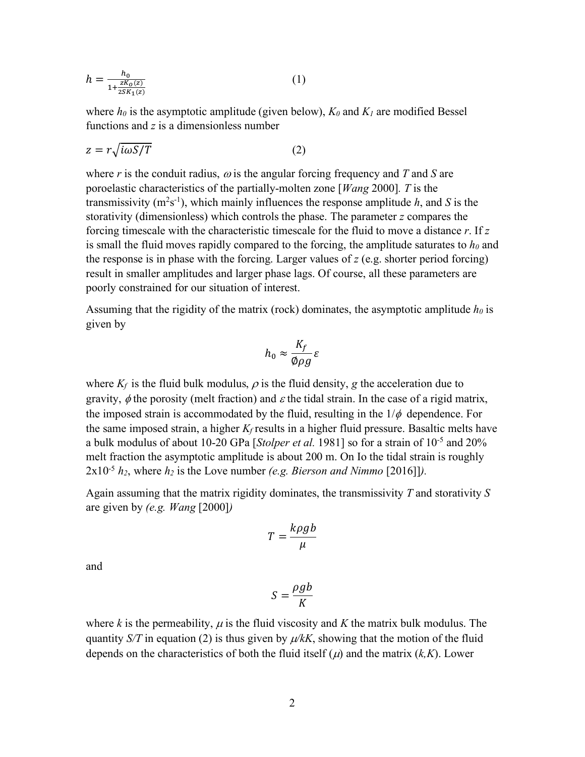$$h = \frac{h_0}{1+\frac{zK_O(z)}{2SK_1(z)}} \qquad (1)$$

where $h_0$ is the asymptotic amplitude (given below), $K_0$ and $K_1$ are modified Bessel functions and $z$ is a dimensionless number

$$z = r\sqrt{i\omega S/T} \qquad (2)$$

where $r$ is the conduit radius, $\omega$ is the angular forcing frequency and $T$ and $S$ are poroelastic characteristics of the partially-molten zone [*Wang* 2000]. $T$ is the transmissivity ($m^2s^{-1}$), which mainly influences the response amplitude $h$, and $S$ is the storativity (dimensionless) which controls the phase. The parameter $z$ compares the forcing timescale with the characteristic timescale for the fluid to move a distance $r$. If $z$ is small the fluid moves rapidly compared to the forcing, the amplitude saturates to $h_0$ and the response is in phase with the forcing. Larger values of $z$ (e.g. shorter period forcing) result in smaller amplitudes and larger phase lags. Of course, all these parameters are poorly constrained for our situation of interest.

Assuming that the rigidity of the matrix (rock) dominates, the asymptotic amplitude $h_0$ is given by

$$h_0 \approx \frac{K_f}{\emptyset \rho g}\varepsilon$$

where $K_f$ is the fluid bulk modulus, $\rho$ is the fluid density, $g$ the acceleration due to gravity, $\phi$ the porosity (melt fraction) and $\varepsilon$ the tidal strain. In the case of a rigid matrix, the imposed strain is accommodated by the fluid, resulting in the $1/\phi$ dependence. For the same imposed strain, a higher $K_f$ results in a higher fluid pressure. Basaltic melts have a bulk modulus of about 10-20 GPa [*Stolper et al.* 1981] so for a strain of $10^{-5}$ and 20% melt fraction the asymptotic amplitude is about 200 m. On Io the tidal strain is roughly $2\times10^{-5}$ $h_2$, where $h_2$ is the Love number *(e.g. Bierson and Nimmo* [2016]*)*.

Again assuming that the matrix rigidity dominates, the transmissivity $T$ and storativity $S$ are given by *(e.g. Wang* [2000]*)*

$$T = \frac{k\rho g b}{\mu}$$

and

$$S = \frac{\rho g b}{K}$$

where $k$ is the permeability, $\mu$ is the fluid viscosity and $K$ the matrix bulk modulus. The quantity $S/T$ in equation (2) is thus given by $\mu/kK$, showing that the motion of the fluid depends on the characteristics of both the fluid itself ($\mu$) and the matrix ($k,K$). Lower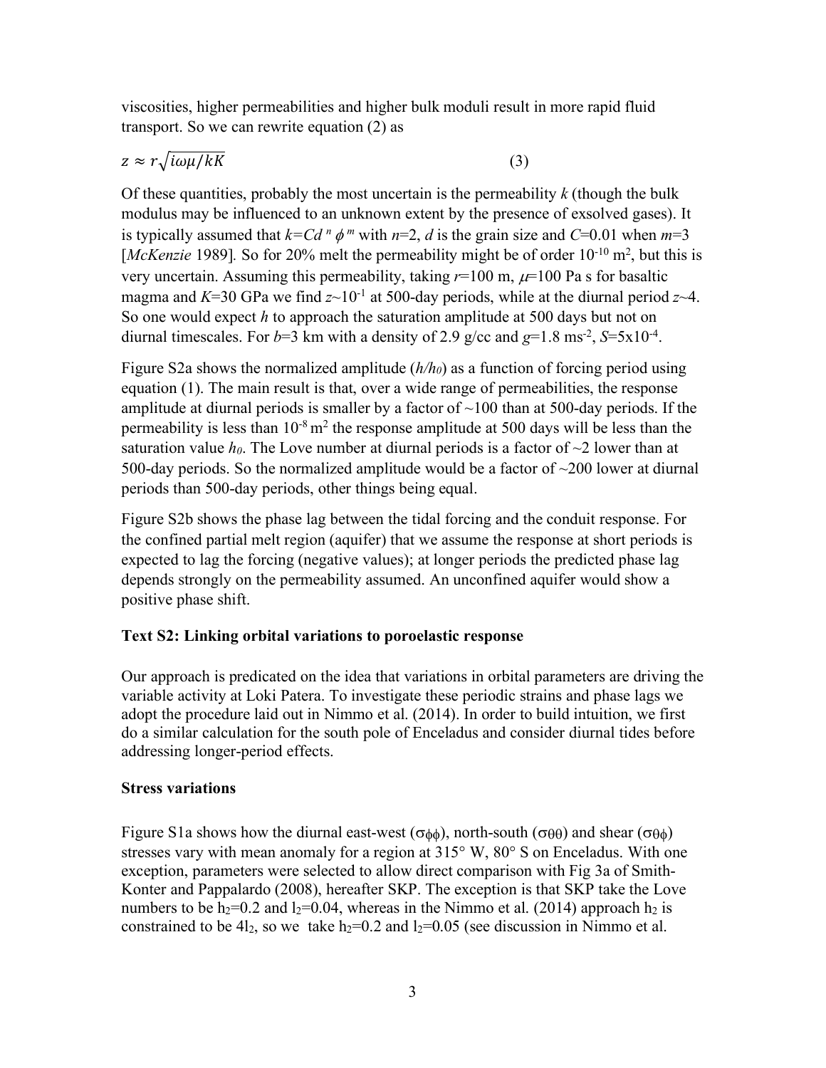viscosities, higher permeabilities and higher bulk moduli result in more rapid fluid transport. So we can rewrite equation (2) as

$$z \approx r\sqrt{i\omega\mu/kK} \qquad (3)$$

Of these quantities, probably the most uncertain is the permeability $k$ (though the bulk modulus may be influenced to an unknown extent by the presence of exsolved gases). It is typically assumed that $k=Cd^n\phi^m$ with $n$=2, $d$ is the grain size and $C$=0.01 when $m$=3 [*McKenzie* 1989]. So for 20% melt the permeability might be of order $10^{-10}$ m$^2$, but this is very uncertain. Assuming this permeability, taking $r$=100 m, $\mu$=100 Pa s for basaltic magma and $K$=30 GPa we find $z$~$10^{-1}$ at 500-day periods, while at the diurnal period $z$~4. So one would expect $h$ to approach the saturation amplitude at 500 days but not on diurnal timescales. For $b$=3 km with a density of 2.9 g/cc and $g$=1.8 ms$^{-2}$, $S$=5x$10^{-4}$.

Figure S2a shows the normalized amplitude ($h/h_0$) as a function of forcing period using equation (1). The main result is that, over a wide range of permeabilities, the response amplitude at diurnal periods is smaller by a factor of ~100 than at 500-day periods. If the permeability is less than $10^{-8}$ m$^2$ the response amplitude at 500 days will be less than the saturation value $h_0$. The Love number at diurnal periods is a factor of ~2 lower than at 500-day periods. So the normalized amplitude would be a factor of ~200 lower at diurnal periods than 500-day periods, other things being equal.

Figure S2b shows the phase lag between the tidal forcing and the conduit response. For the confined partial melt region (aquifer) that we assume the response at short periods is expected to lag the forcing (negative values); at longer periods the predicted phase lag depends strongly on the permeability assumed. An unconfined aquifer would show a positive phase shift.

**Text S2: Linking orbital variations to poroelastic response**

Our approach is predicated on the idea that variations in orbital parameters are driving the variable activity at Loki Patera. To investigate these periodic strains and phase lags we adopt the procedure laid out in Nimmo et al. (2014). In order to build intuition, we first do a similar calculation for the south pole of Enceladus and consider diurnal tides before addressing longer-period effects.

**Stress variations**

Figure S1a shows how the diurnal east-west ($\sigma_{\phi\phi}$), north-south ($\sigma_{\theta\theta}$) and shear ($\sigma_{\theta\phi}$) stresses vary with mean anomaly for a region at 315° W, 80° S on Enceladus. With one exception, parameters were selected to allow direct comparison with Fig 3a of Smith-Konter and Pappalardo (2008), hereafter SKP. The exception is that SKP take the Love numbers to be $h_2$=0.2 and $l_2$=0.04, whereas in the Nimmo et al. (2014) approach $h_2$ is constrained to be $4l_2$, so we take $h_2$=0.2 and $l_2$=0.05 (see discussion in Nimmo et al.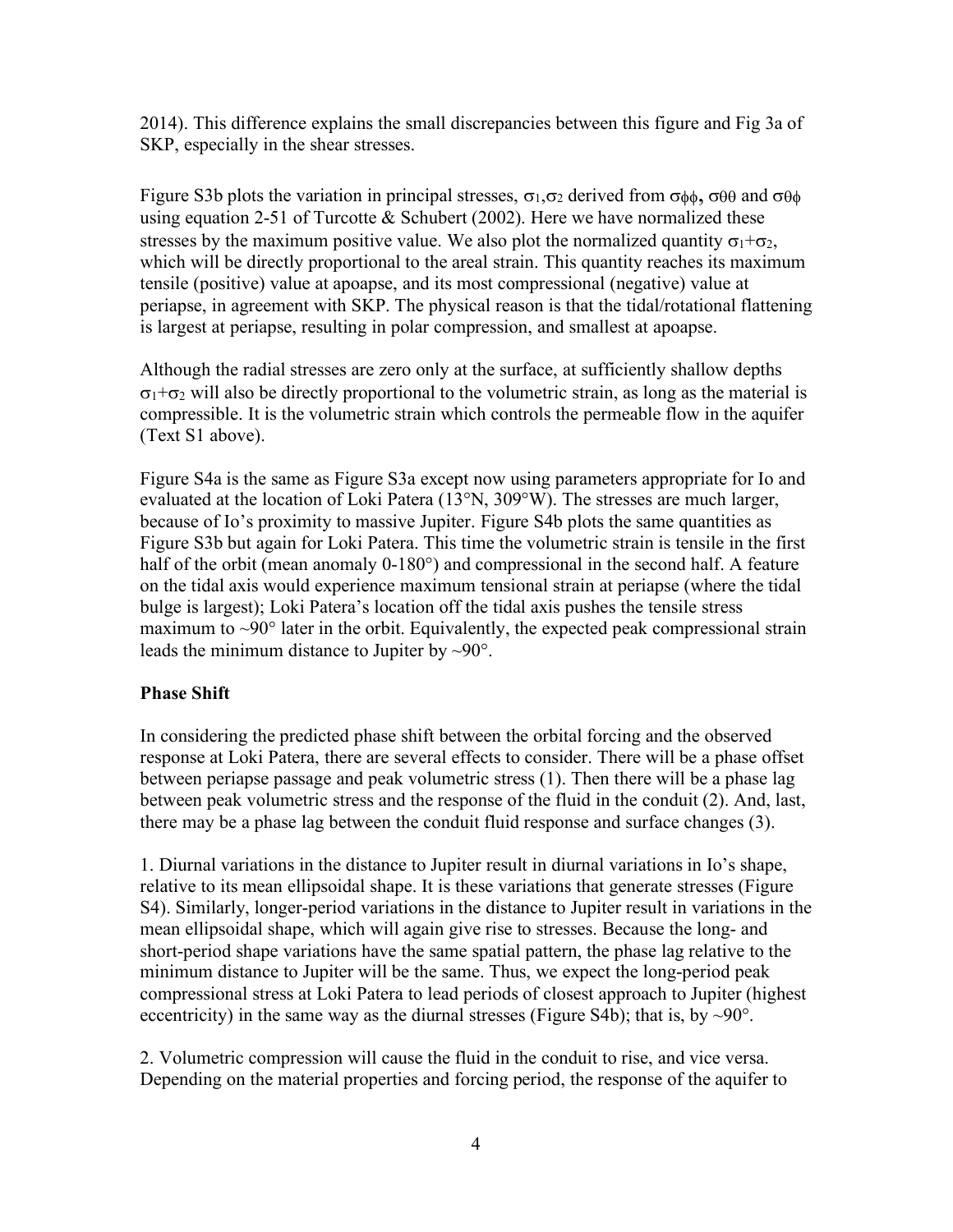2014). This difference explains the small discrepancies between this figure and Fig 3a of SKP, especially in the shear stresses.

Figure S3b plots the variation in principal stresses, $\sigma_1$,$\sigma_2$ derived from $\sigma_{\phi\phi}$, $\sigma_{\theta\theta}$ and $\sigma_{\theta\phi}$ using equation 2-51 of Turcotte & Schubert (2002). Here we have normalized these stresses by the maximum positive value. We also plot the normalized quantity $\sigma_1+\sigma_2$, which will be directly proportional to the areal strain. This quantity reaches its maximum tensile (positive) value at apoapse, and its most compressional (negative) value at periapse, in agreement with SKP. The physical reason is that the tidal/rotational flattening is largest at periapse, resulting in polar compression, and smallest at apoapse.

Although the radial stresses are zero only at the surface, at sufficiently shallow depths $\sigma_1+\sigma_2$ will also be directly proportional to the volumetric strain, as long as the material is compressible. It is the volumetric strain which controls the permeable flow in the aquifer (Text S1 above).

Figure S4a is the same as Figure S3a except now using parameters appropriate for Io and evaluated at the location of Loki Patera (13°N, 309°W). The stresses are much larger, because of Io's proximity to massive Jupiter. Figure S4b plots the same quantities as Figure S3b but again for Loki Patera. This time the volumetric strain is tensile in the first half of the orbit (mean anomaly 0-180°) and compressional in the second half. A feature on the tidal axis would experience maximum tensional strain at periapse (where the tidal bulge is largest); Loki Patera's location off the tidal axis pushes the tensile stress maximum to ~90° later in the orbit. Equivalently, the expected peak compressional strain leads the minimum distance to Jupiter by ~90°.

## Phase Shift

In considering the predicted phase shift between the orbital forcing and the observed response at Loki Patera, there are several effects to consider. There will be a phase offset between periapse passage and peak volumetric stress (1). Then there will be a phase lag between peak volumetric stress and the response of the fluid in the conduit (2). And, last, there may be a phase lag between the conduit fluid response and surface changes (3).

1. Diurnal variations in the distance to Jupiter result in diurnal variations in Io's shape, relative to its mean ellipsoidal shape. It is these variations that generate stresses (Figure S4). Similarly, longer-period variations in the distance to Jupiter result in variations in the mean ellipsoidal shape, which will again give rise to stresses. Because the long- and short-period shape variations have the same spatial pattern, the phase lag relative to the minimum distance to Jupiter will be the same. Thus, we expect the long-period peak compressional stress at Loki Patera to lead periods of closest approach to Jupiter (highest eccentricity) in the same way as the diurnal stresses (Figure S4b); that is, by ~90°.

2. Volumetric compression will cause the fluid in the conduit to rise, and vice versa. Depending on the material properties and forcing period, the response of the aquifer to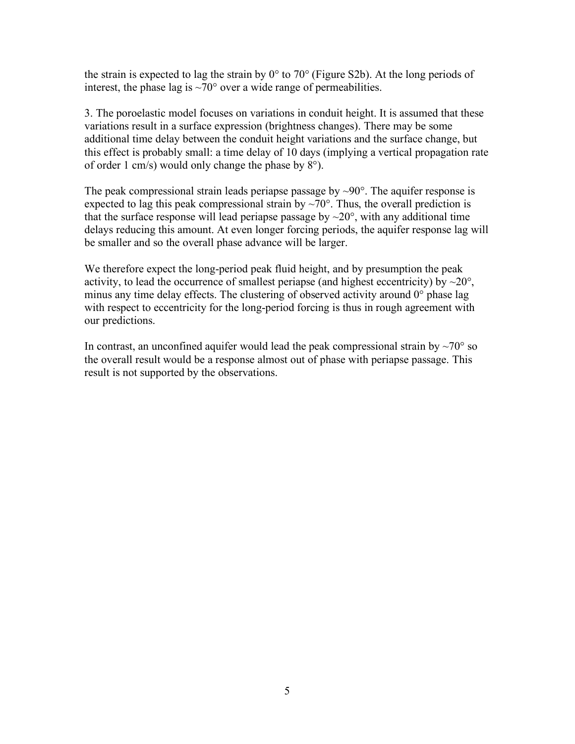the strain is expected to lag the strain by 0° to 70° (Figure S2b). At the long periods of interest, the phase lag is ~70° over a wide range of permeabilities.

3. The poroelastic model focuses on variations in conduit height. It is assumed that these variations result in a surface expression (brightness changes). There may be some additional time delay between the conduit height variations and the surface change, but this effect is probably small: a time delay of 10 days (implying a vertical propagation rate of order 1 cm/s) would only change the phase by 8°).

The peak compressional strain leads periapse passage by ~90°. The aquifer response is expected to lag this peak compressional strain by ~70°. Thus, the overall prediction is that the surface response will lead periapse passage by ~20°, with any additional time delays reducing this amount. At even longer forcing periods, the aquifer response lag will be smaller and so the overall phase advance will be larger.

We therefore expect the long-period peak fluid height, and by presumption the peak activity, to lead the occurrence of smallest periapse (and highest eccentricity) by ~20°, minus any time delay effects. The clustering of observed activity around 0° phase lag with respect to eccentricity for the long-period forcing is thus in rough agreement with our predictions.

In contrast, an unconfined aquifer would lead the peak compressional strain by ~70° so the overall result would be a response almost out of phase with periapse passage. This result is not supported by the observations.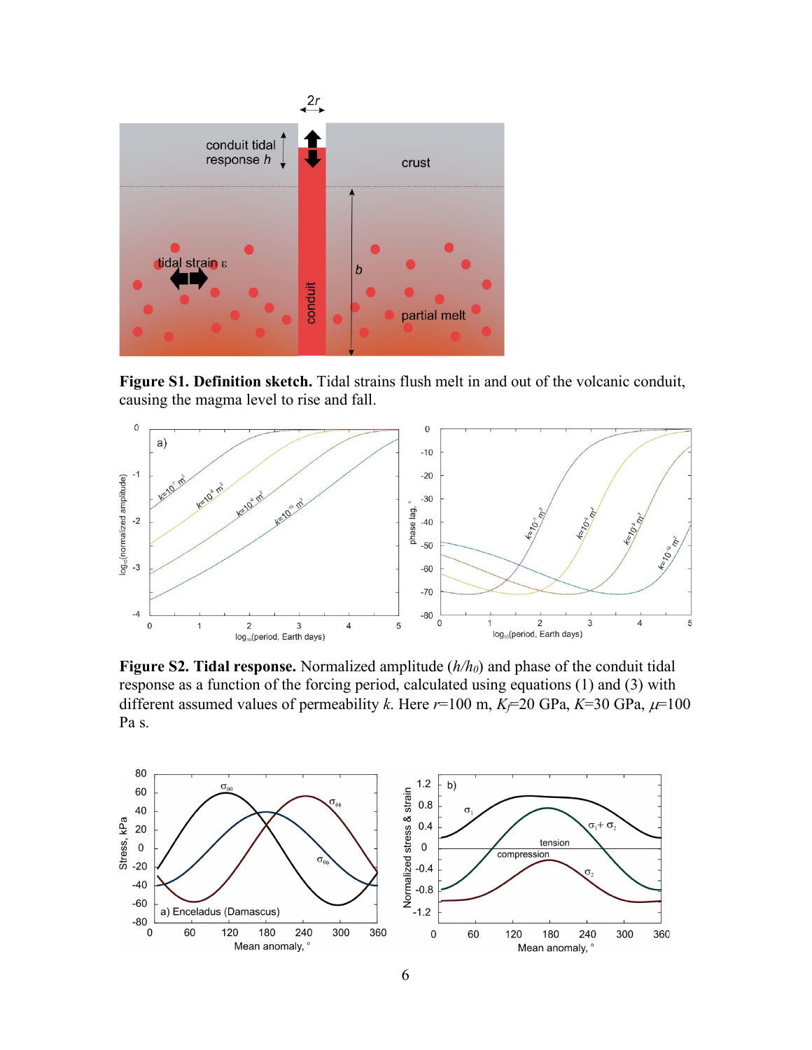**Figure S1. Definition sketch.** Tidal strains flush melt in and out of the volcanic conduit, causing the magma level to rise and fall.

**Figure S2. Tidal response.** Normalized amplitude ($h/h_0$) and phase of the conduit tidal response as a function of the forcing period, calculated using equations (1) and (3) with different assumed values of permeability $k$. Here $r$=100 m, $K_f$=20 GPa, $K$=30 GPa, $\mu$=100 Pa s.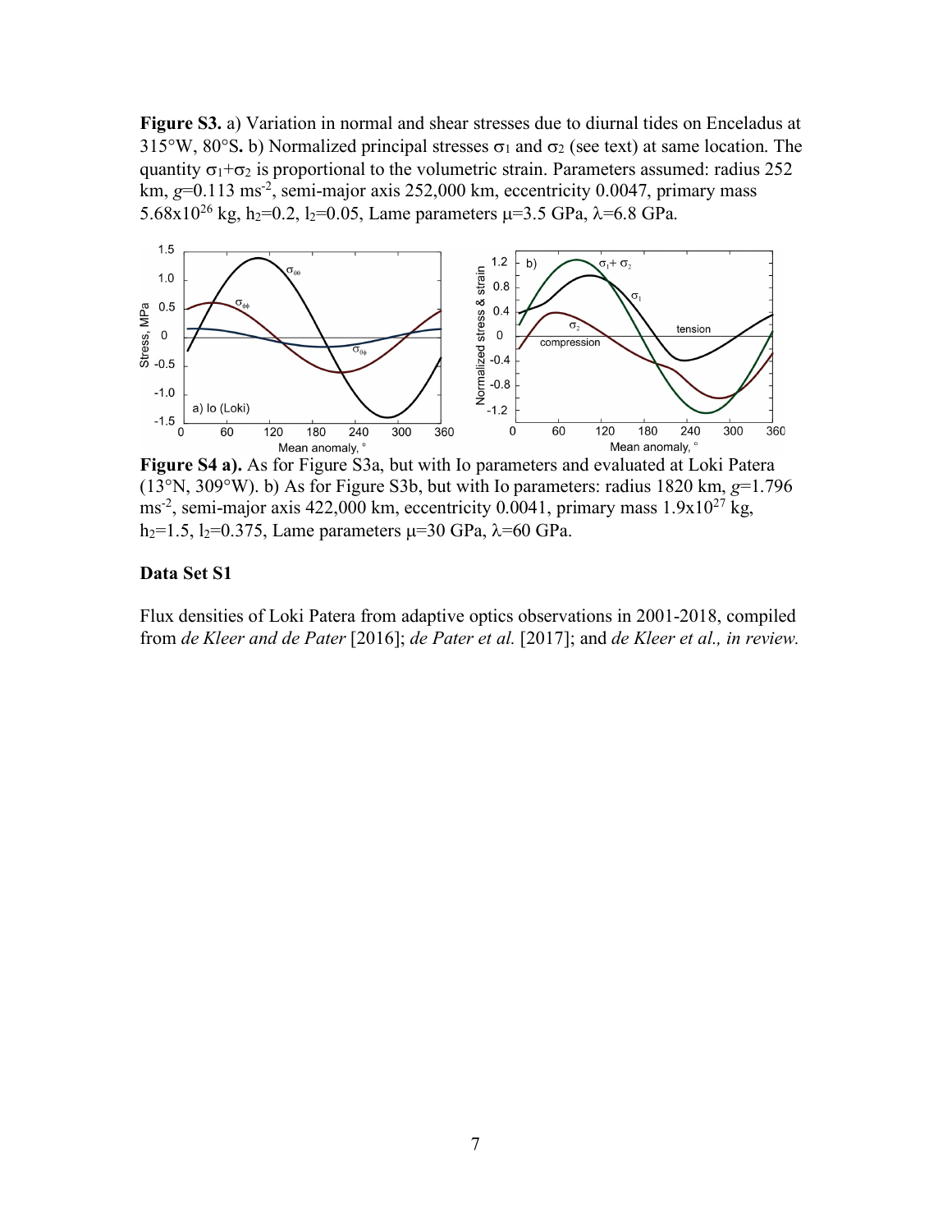**Figure S3.** a) Variation in normal and shear stresses due to diurnal tides on Enceladus at 315°W, 80°S. b) Normalized principal stresses $\sigma_1$ and $\sigma_2$ (see text) at same location. The quantity $\sigma_1+\sigma_2$ is proportional to the volumetric strain. Parameters assumed: radius 252 km, $g$=0.113 ms$^{-2}$, semi-major axis 252,000 km, eccentricity 0.0047, primary mass 5.68x10$^{26}$ kg, $h_2$=0.2, $l_2$=0.05, Lame parameters $\mu$=3.5 GPa, $\lambda$=6.8 GPa.

1.5
1.0
0.5
0
-0.5
-1.0
-1.5
Stress, MPa
$\sigma_{\theta\theta}$
$\sigma_{\phi\phi}$
$\sigma_{\theta\phi}$
a) Io (Loki)
0 60 120 180 240 300 360
Mean anomaly, °

1.2
0.8
0.4
0
-0.4
-0.8
-1.2
Normalized stress & strain
b)
$\sigma_1+\sigma_2$
$\sigma_1$
$\sigma_2$
tension
compression
0 60 120 180 240 300 360
Mean anomaly, °

**Figure S4 a).** As for Figure S3a, but with Io parameters and evaluated at Loki Patera (13°N, 309°W). b) As for Figure S3b, but with Io parameters: radius 1820 km, $g$=1.796 ms$^{-2}$, semi-major axis 422,000 km, eccentricity 0.0041, primary mass 1.9x10$^{27}$ kg, $h_2$=1.5, $l_2$=0.375, Lame parameters $\mu$=30 GPa, $\lambda$=60 GPa.

**Data Set S1**

Flux densities of Loki Patera from adaptive optics observations in 2001-2018, compiled from *de Kleer and de Pater* [2016]; *de Pater et al.* [2017]; and *de Kleer et al., in review.*